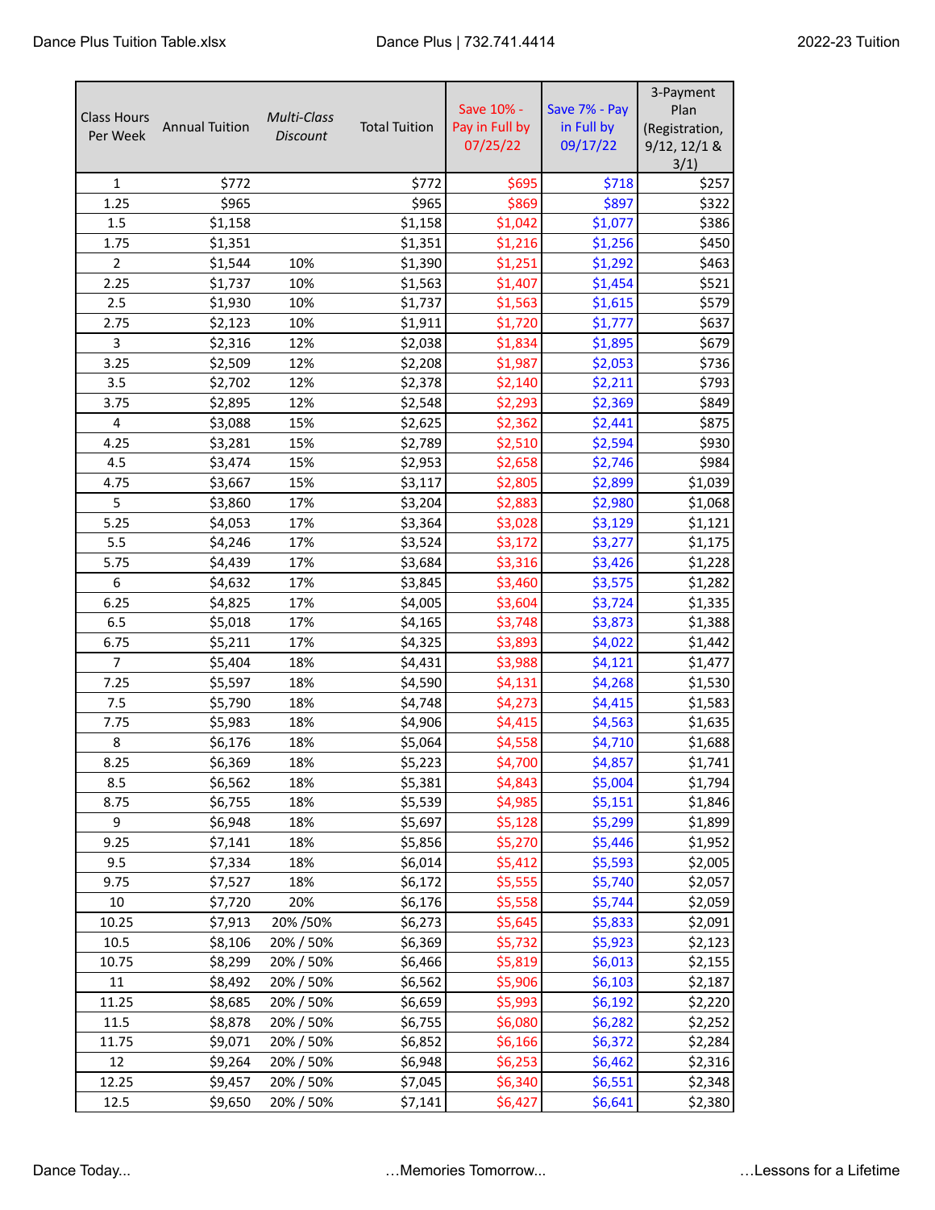| Class Hours Per Week | Annual Tuition | *Multi-Class Discount* | Total Tuition | Save 10% - Pay in Full by 07/25/22 | Save 7% - Pay in Full by 09/17/22 | 3-Payment Plan (Registration, 9/12, 12/1 & 3/1) |
|---|---|---|---|---|---|---|
| 1 | $772 | | $772 | $695 | $718 | $257 |
| 1.25 | $965 | | $965 | $869 | $897 | $322 |
| 1.5 | $1,158 | | $1,158 | $1,042 | $1,077 | $386 |
| 1.75 | $1,351 | | $1,351 | $1,216 | $1,256 | $450 |
| 2 | $1,544 | 10% | $1,390 | $1,251 | $1,292 | $463 |
| 2.25 | $1,737 | 10% | $1,563 | $1,407 | $1,454 | $521 |
| 2.5 | $1,930 | 10% | $1,737 | $1,563 | $1,615 | $579 |
| 2.75 | $2,123 | 10% | $1,911 | $1,720 | $1,777 | $637 |
| 3 | $2,316 | 12% | $2,038 | $1,834 | $1,895 | $679 |
| 3.25 | $2,509 | 12% | $2,208 | $1,987 | $2,053 | $736 |
| 3.5 | $2,702 | 12% | $2,378 | $2,140 | $2,211 | $793 |
| 3.75 | $2,895 | 12% | $2,548 | $2,293 | $2,369 | $849 |
| 4 | $3,088 | 15% | $2,625 | $2,362 | $2,441 | $875 |
| 4.25 | $3,281 | 15% | $2,789 | $2,510 | $2,594 | $930 |
| 4.5 | $3,474 | 15% | $2,953 | $2,658 | $2,746 | $984 |
| 4.75 | $3,667 | 15% | $3,117 | $2,805 | $2,899 | $1,039 |
| 5 | $3,860 | 17% | $3,204 | $2,883 | $2,980 | $1,068 |
| 5.25 | $4,053 | 17% | $3,364 | $3,028 | $3,129 | $1,121 |
| 5.5 | $4,246 | 17% | $3,524 | $3,172 | $3,277 | $1,175 |
| 5.75 | $4,439 | 17% | $3,684 | $3,316 | $3,426 | $1,228 |
| 6 | $4,632 | 17% | $3,845 | $3,460 | $3,575 | $1,282 |
| 6.25 | $4,825 | 17% | $4,005 | $3,604 | $3,724 | $1,335 |
| 6.5 | $5,018 | 17% | $4,165 | $3,748 | $3,873 | $1,388 |
| 6.75 | $5,211 | 17% | $4,325 | $3,893 | $4,022 | $1,442 |
| 7 | $5,404 | 18% | $4,431 | $3,988 | $4,121 | $1,477 |
| 7.25 | $5,597 | 18% | $4,590 | $4,131 | $4,268 | $1,530 |
| 7.5 | $5,790 | 18% | $4,748 | $4,273 | $4,415 | $1,583 |
| 7.75 | $5,983 | 18% | $4,906 | $4,415 | $4,563 | $1,635 |
| 8 | $6,176 | 18% | $5,064 | $4,558 | $4,710 | $1,688 |
| 8.25 | $6,369 | 18% | $5,223 | $4,700 | $4,857 | $1,741 |
| 8.5 | $6,562 | 18% | $5,381 | $4,843 | $5,004 | $1,794 |
| 8.75 | $6,755 | 18% | $5,539 | $4,985 | $5,151 | $1,846 |
| 9 | $6,948 | 18% | $5,697 | $5,128 | $5,299 | $1,899 |
| 9.25 | $7,141 | 18% | $5,856 | $5,270 | $5,446 | $1,952 |
| 9.5 | $7,334 | 18% | $6,014 | $5,412 | $5,593 | $2,005 |
| 9.75 | $7,527 | 18% | $6,172 | $5,555 | $5,740 | $2,057 |
| 10 | $7,720 | 20% | $6,176 | $5,558 | $5,744 | $2,059 |
| 10.25 | $7,913 | 20% /50% | $6,273 | $5,645 | $5,833 | $2,091 |
| 10.5 | $8,106 | 20% / 50% | $6,369 | $5,732 | $5,923 | $2,123 |
| 10.75 | $8,299 | 20% / 50% | $6,466 | $5,819 | $6,013 | $2,155 |
| 11 | $8,492 | 20% / 50% | $6,562 | $5,906 | $6,103 | $2,187 |
| 11.25 | $8,685 | 20% / 50% | $6,659 | $5,993 | $6,192 | $2,220 |
| 11.5 | $8,878 | 20% / 50% | $6,755 | $6,080 | $6,282 | $2,252 |
| 11.75 | $9,071 | 20% / 50% | $6,852 | $6,166 | $6,372 | $2,284 |
| 12 | $9,264 | 20% / 50% | $6,948 | $6,253 | $6,462 | $2,316 |
| 12.25 | $9,457 | 20% / 50% | $7,045 | $6,340 | $6,551 | $2,348 |
| 12.5 | $9,650 | 20% / 50% | $7,141 | $6,427 | $6,641 | $2,380 |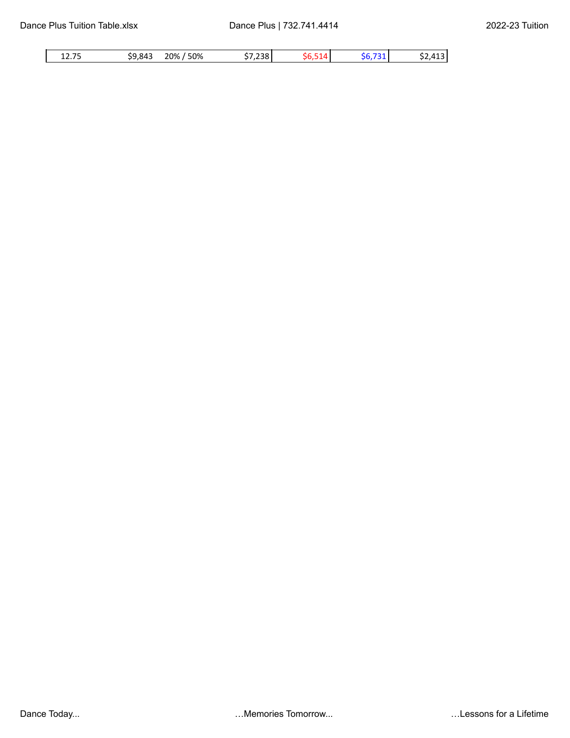| | | | | | | |
|---|---|---|---|---|---|---|
| 12.75 | $9,843 | 20% / 50% | $7,238 | $6,514 | $6,731 | $2,413 |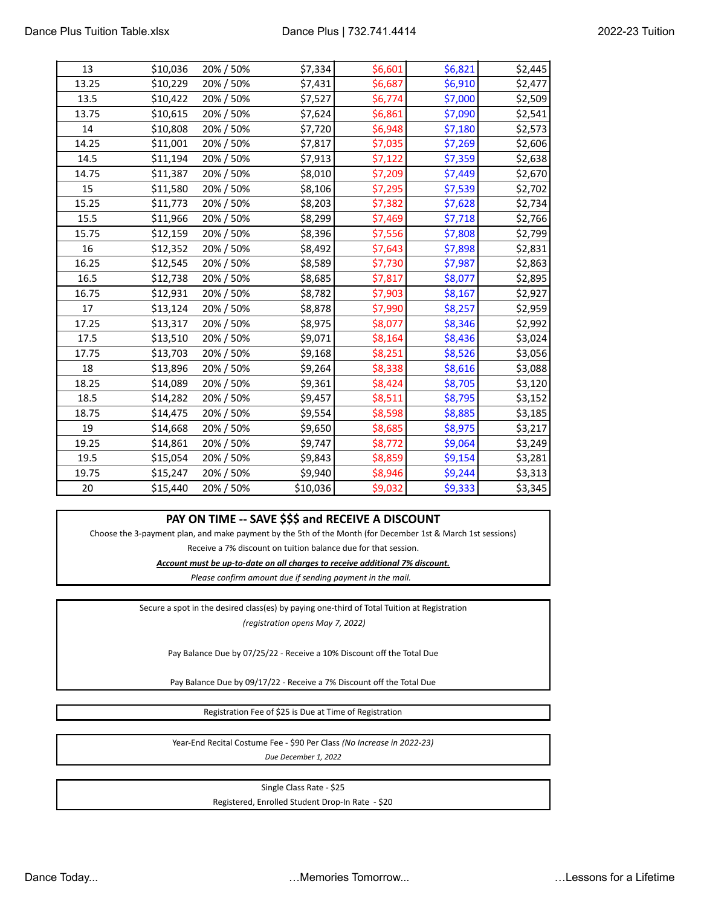| | | | | | | |
|---|---|---|---|---|---|---|
| 13 | $10,036 | 20% / 50% | $7,334 | $6,601 | $6,821 | $2,445 |
| 13.25 | $10,229 | 20% / 50% | $7,431 | $6,687 | $6,910 | $2,477 |
| 13.5 | $10,422 | 20% / 50% | $7,527 | $6,774 | $7,000 | $2,509 |
| 13.75 | $10,615 | 20% / 50% | $7,624 | $6,861 | $7,090 | $2,541 |
| 14 | $10,808 | 20% / 50% | $7,720 | $6,948 | $7,180 | $2,573 |
| 14.25 | $11,001 | 20% / 50% | $7,817 | $7,035 | $7,269 | $2,606 |
| 14.5 | $11,194 | 20% / 50% | $7,913 | $7,122 | $7,359 | $2,638 |
| 14.75 | $11,387 | 20% / 50% | $8,010 | $7,209 | $7,449 | $2,670 |
| 15 | $11,580 | 20% / 50% | $8,106 | $7,295 | $7,539 | $2,702 |
| 15.25 | $11,773 | 20% / 50% | $8,203 | $7,382 | $7,628 | $2,734 |
| 15.5 | $11,966 | 20% / 50% | $8,299 | $7,469 | $7,718 | $2,766 |
| 15.75 | $12,159 | 20% / 50% | $8,396 | $7,556 | $7,808 | $2,799 |
| 16 | $12,352 | 20% / 50% | $8,492 | $7,643 | $7,898 | $2,831 |
| 16.25 | $12,545 | 20% / 50% | $8,589 | $7,730 | $7,987 | $2,863 |
| 16.5 | $12,738 | 20% / 50% | $8,685 | $7,817 | $8,077 | $2,895 |
| 16.75 | $12,931 | 20% / 50% | $8,782 | $7,903 | $8,167 | $2,927 |
| 17 | $13,124 | 20% / 50% | $8,878 | $7,990 | $8,257 | $2,959 |
| 17.25 | $13,317 | 20% / 50% | $8,975 | $8,077 | $8,346 | $2,992 |
| 17.5 | $13,510 | 20% / 50% | $9,071 | $8,164 | $8,436 | $3,024 |
| 17.75 | $13,703 | 20% / 50% | $9,168 | $8,251 | $8,526 | $3,056 |
| 18 | $13,896 | 20% / 50% | $9,264 | $8,338 | $8,616 | $3,088 |
| 18.25 | $14,089 | 20% / 50% | $9,361 | $8,424 | $8,705 | $3,120 |
| 18.5 | $14,282 | 20% / 50% | $9,457 | $8,511 | $8,795 | $3,152 |
| 18.75 | $14,475 | 20% / 50% | $9,554 | $8,598 | $8,885 | $3,185 |
| 19 | $14,668 | 20% / 50% | $9,650 | $8,685 | $8,975 | $3,217 |
| 19.25 | $14,861 | 20% / 50% | $9,747 | $8,772 | $9,064 | $3,249 |
| 19.5 | $15,054 | 20% / 50% | $9,843 | $8,859 | $9,154 | $3,281 |
| 19.75 | $15,247 | 20% / 50% | $9,940 | $8,946 | $9,244 | $3,313 |
| 20 | $15,440 | 20% / 50% | $10,036 | $9,032 | $9,333 | $3,345 |

**PAY ON TIME -- SAVE $$$ and RECEIVE A DISCOUNT**

Choose the 3-payment plan, and make payment by the 5th of the Month (for December 1st & March 1st sessions)

Receive a 7% discount on tuition balance due for that session.

***Account must be up-to-date on all charges to receive additional 7% discount.***

*Please confirm amount due if sending payment in the mail.*

Secure a spot in the desired class(es) by paying one-third of Total Tuition at Registration

*(registration opens May 7, 2022)*

Pay Balance Due by 07/25/22 - Receive a 10% Discount off the Total Due

Pay Balance Due by 09/17/22 - Receive a 7% Discount off the Total Due

Registration Fee of $25 is Due at Time of Registration

Year-End Recital Costume Fee - $90 Per Class *(No Increase in 2022-23)*

*Due December 1, 2022*

Single Class Rate - $25

Registered, Enrolled Student Drop-In Rate - $20